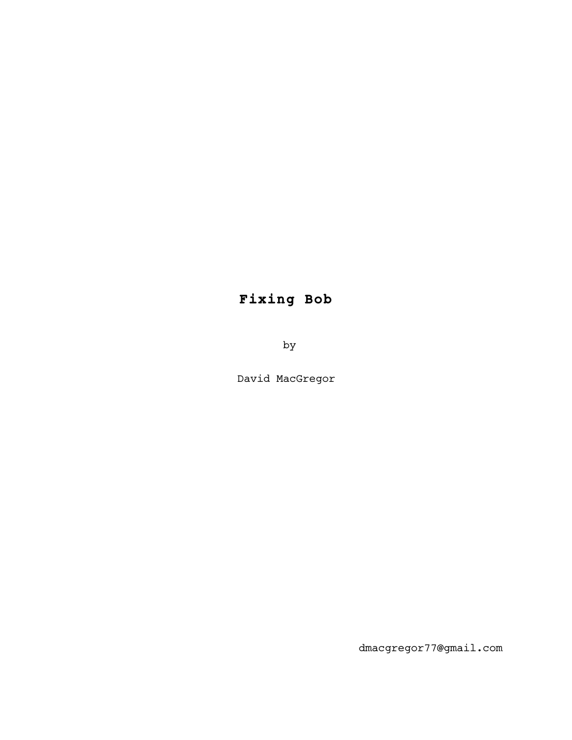# **Fixing Bob**

by

David MacGregor

dmacgregor77@gmail.com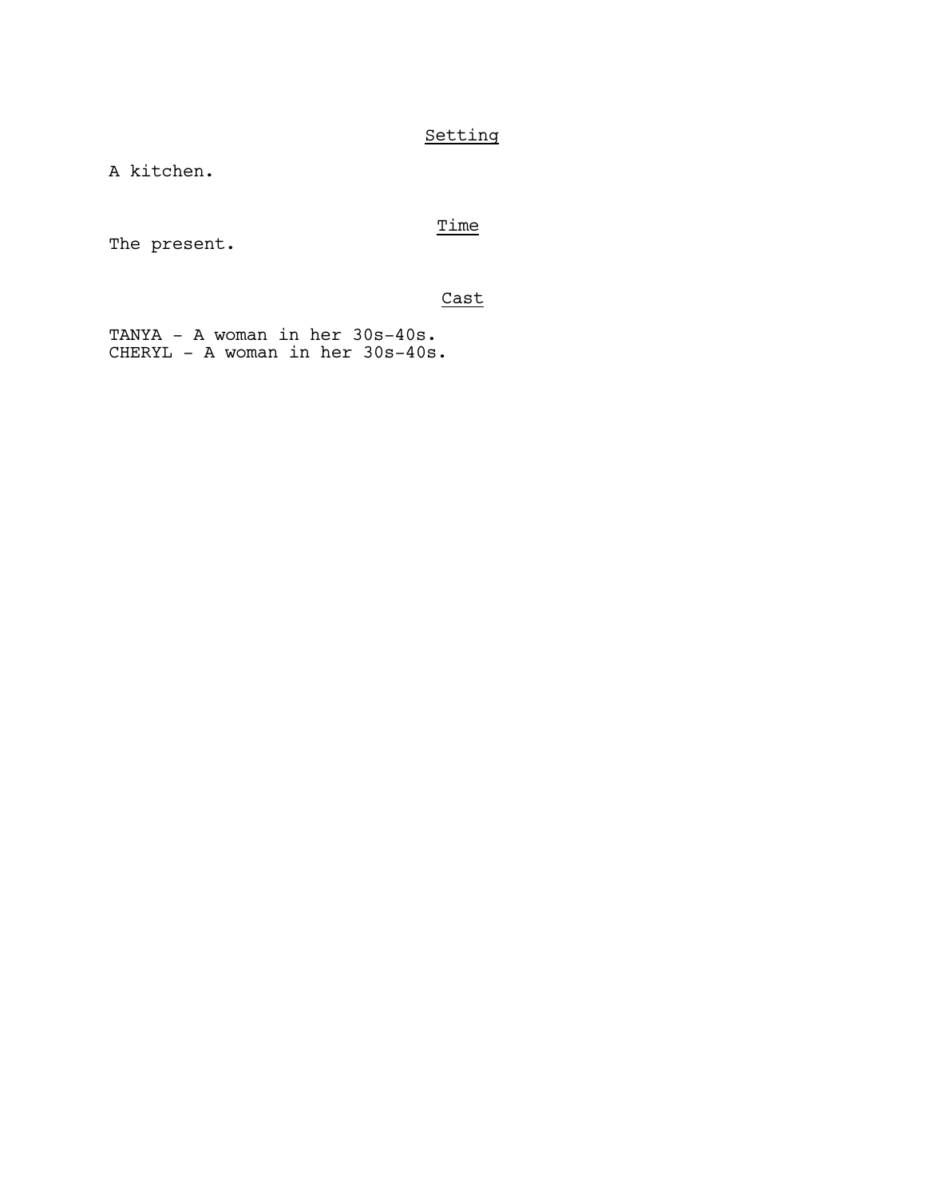## Setting

A kitchen.

## Time

The present.

## Cast

TANYA - A woman in her 30s-40s.
CHERYL - A woman in her 30s-40s.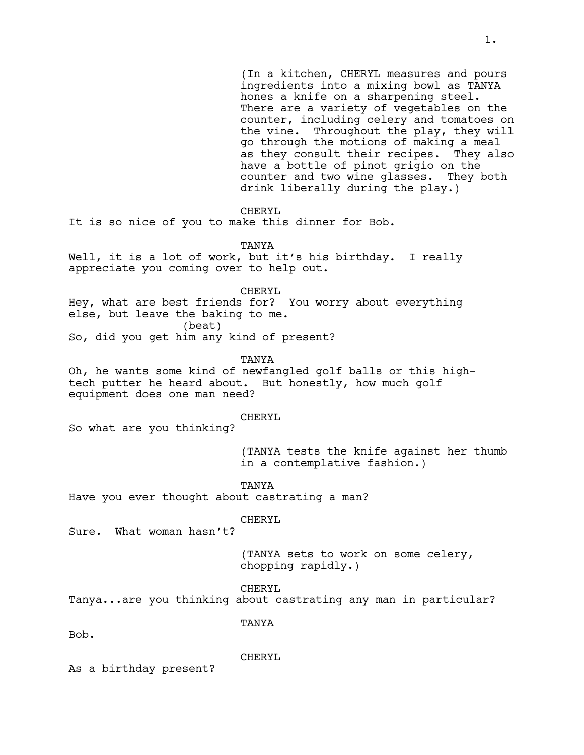(In a kitchen, CHERYL measures and pours ingredients into a mixing bowl as TANYA hones a knife on a sharpening steel. There are a variety of vegetables on the counter, including celery and tomatoes on the vine. Throughout the play, they will go through the motions of making a meal as they consult their recipes. They also have a bottle of pinot grigio on the counter and two wine glasses. They both drink liberally during the play.)

CHERYL

It is so nice of you to make this dinner for Bob.

TANYA

Well, it is a lot of work, but it's his birthday. I really appreciate you coming over to help out.

CHERYL

Hey, what are best friends for? You worry about everything else, but leave the baking to me.

(beat)

So, did you get him any kind of present?

TANYA

Oh, he wants some kind of newfangled golf balls or this high-tech putter he heard about. But honestly, how much golf equipment does one man need?

CHERYL

So what are you thinking?

(TANYA tests the knife against her thumb in a contemplative fashion.)

TANYA

Have you ever thought about castrating a man?

CHERYL

Sure. What woman hasn't?

(TANYA sets to work on some celery, chopping rapidly.)

CHERYL

Tanya...are you thinking about castrating any man in particular?

TANYA

Bob.

CHERYL

As a birthday present?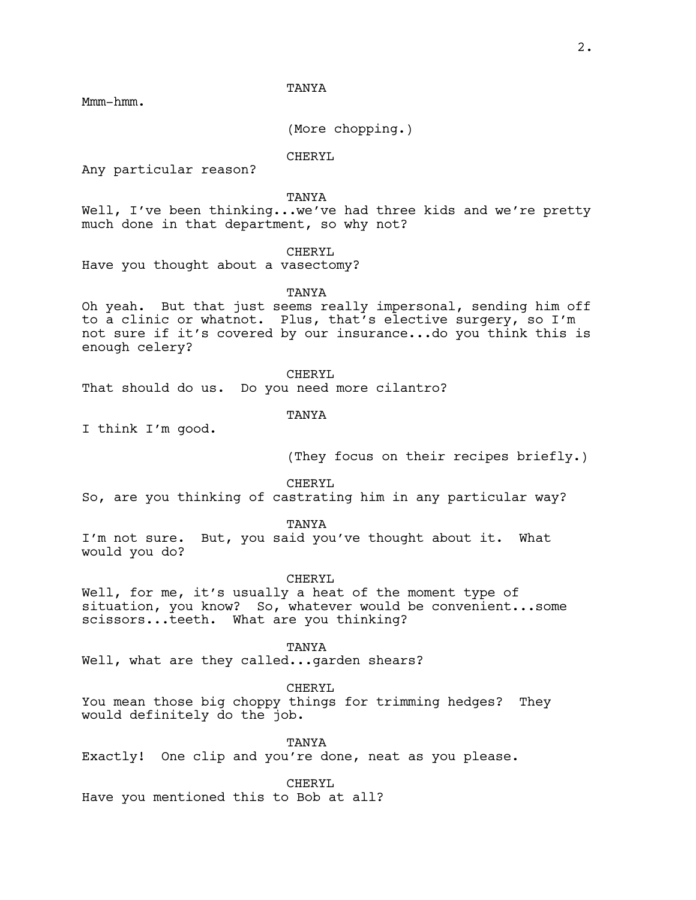TANYA

Mmm-hmm.

(More chopping.)

CHERYL

Any particular reason?

TANYA

Well, I've been thinking...we've had three kids and we're pretty much done in that department, so why not?

CHERYL

Have you thought about a vasectomy?

TANYA

Oh yeah. But that just seems really impersonal, sending him off to a clinic or whatnot. Plus, that's elective surgery, so I'm not sure if it's covered by our insurance...do you think this is enough celery?

CHERYL

That should do us. Do you need more cilantro?

TANYA

I think I'm good.

(They focus on their recipes briefly.)

CHERYL

So, are you thinking of castrating him in any particular way?

TANYA

I'm not sure. But, you said you've thought about it. What would you do?

CHERYL

Well, for me, it's usually a heat of the moment type of situation, you know? So, whatever would be convenient...some scissors...teeth. What are you thinking?

TANYA

Well, what are they called...garden shears?

CHERYL

You mean those big choppy things for trimming hedges? They would definitely do the job.

TANYA

Exactly! One clip and you're done, neat as you please.

CHERYL

Have you mentioned this to Bob at all?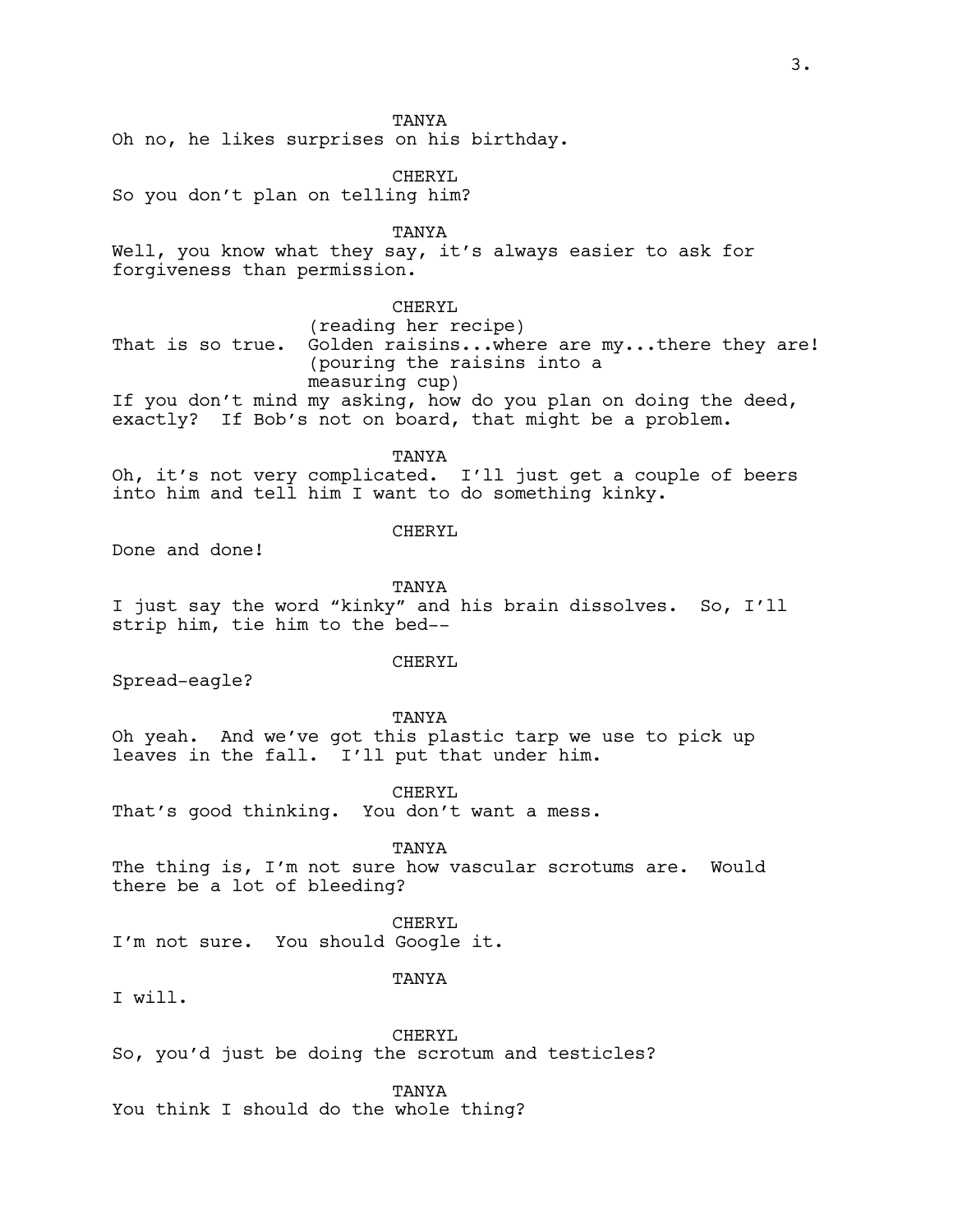TANYA

Oh no, he likes surprises on his birthday.

CHERYL

So you don't plan on telling him?

TANYA

Well, you know what they say, it's always easier to ask for forgiveness than permission.

CHERYL

(reading her recipe)

That is so true. Golden raisins...where are my...there they are!

(pouring the raisins into a measuring cup)

If you don't mind my asking, how do you plan on doing the deed, exactly? If Bob's not on board, that might be a problem.

TANYA

Oh, it's not very complicated. I'll just get a couple of beers into him and tell him I want to do something kinky.

CHERYL

Done and done!

TANYA

I just say the word "kinky" and his brain dissolves. So, I'll strip him, tie him to the bed--

CHERYL

Spread-eagle?

TANYA

Oh yeah. And we've got this plastic tarp we use to pick up leaves in the fall. I'll put that under him.

CHERYL

That's good thinking. You don't want a mess.

TANYA

The thing is, I'm not sure how vascular scrotums are. Would there be a lot of bleeding?

CHERYL

I'm not sure. You should Google it.

TANYA

I will.

CHERYL

So, you'd just be doing the scrotum and testicles?

TANYA

You think I should do the whole thing?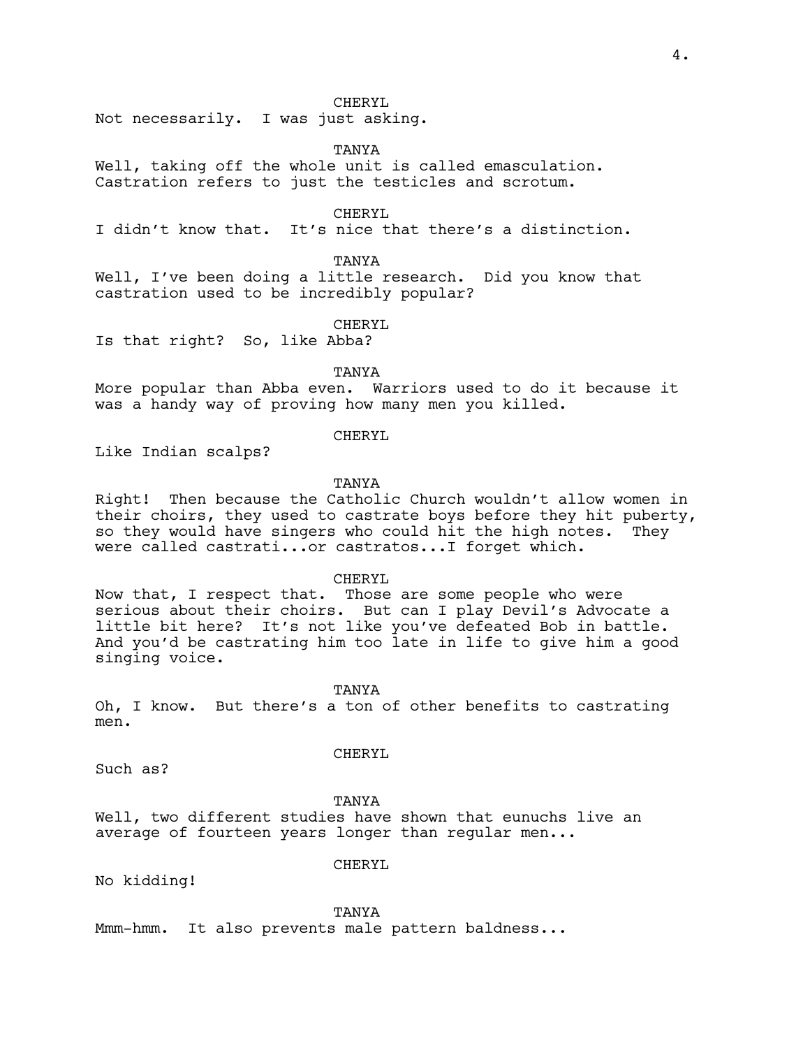CHERYL

Not necessarily. I was just asking.

TANYA

Well, taking off the whole unit is called emasculation. Castration refers to just the testicles and scrotum.

CHERYL

I didn't know that. It's nice that there's a distinction.

TANYA

Well, I've been doing a little research. Did you know that castration used to be incredibly popular?

CHERYL

Is that right? So, like Abba?

TANYA

More popular than Abba even. Warriors used to do it because it was a handy way of proving how many men you killed.

CHERYL

Like Indian scalps?

TANYA

Right! Then because the Catholic Church wouldn't allow women in their choirs, they used to castrate boys before they hit puberty, so they would have singers who could hit the high notes. They were called castrati...or castratos...I forget which.

CHERYL

Now that, I respect that. Those are some people who were serious about their choirs. But can I play Devil's Advocate a little bit here? It's not like you've defeated Bob in battle. And you'd be castrating him too late in life to give him a good singing voice.

TANYA

Oh, I know. But there's a ton of other benefits to castrating men.

CHERYL

Such as?

TANYA

Well, two different studies have shown that eunuchs live an average of fourteen years longer than regular men...

CHERYL

No kidding!

TANYA

Mmm-hmm. It also prevents male pattern baldness...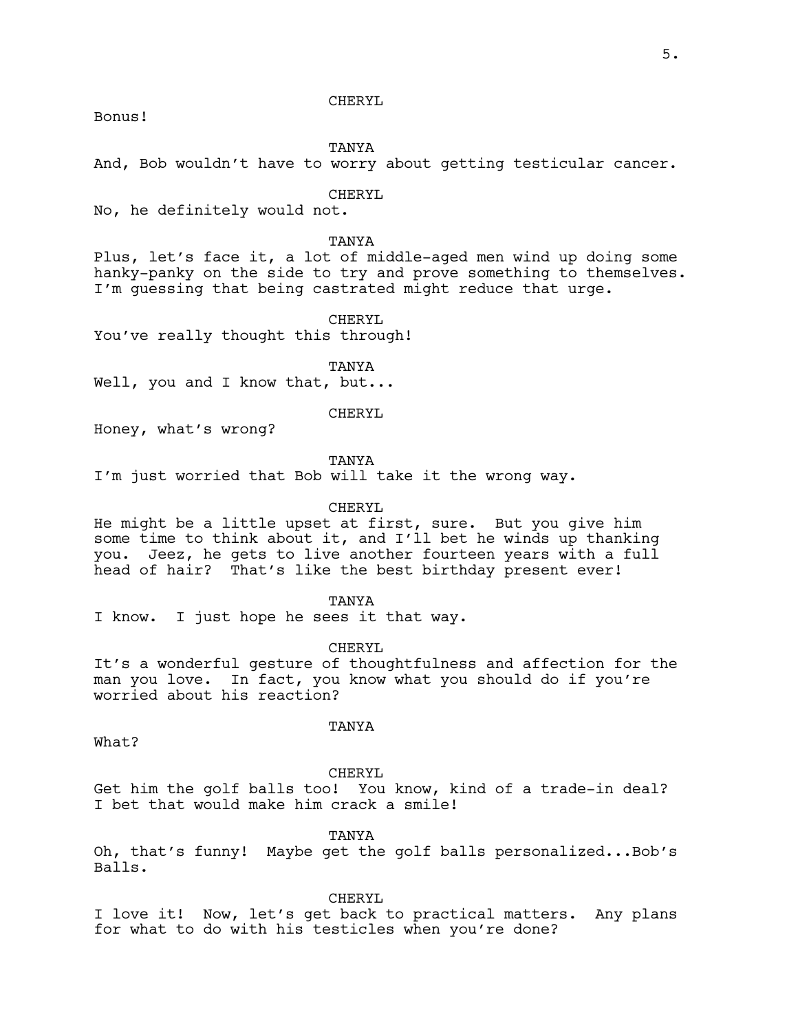CHERYL

Bonus!

TANYA

And, Bob wouldn't have to worry about getting testicular cancer.

CHERYL

No, he definitely would not.

TANYA

Plus, let's face it, a lot of middle-aged men wind up doing some hanky-panky on the side to try and prove something to themselves. I'm guessing that being castrated might reduce that urge.

CHERYL

You've really thought this through!

TANYA

Well, you and I know that, but...

CHERYL

Honey, what's wrong?

TANYA

I'm just worried that Bob will take it the wrong way.

CHERYL

He might be a little upset at first, sure. But you give him some time to think about it, and I'll bet he winds up thanking you. Jeez, he gets to live another fourteen years with a full head of hair? That's like the best birthday present ever!

TANYA

I know. I just hope he sees it that way.

CHERYL

It's a wonderful gesture of thoughtfulness and affection for the man you love. In fact, you know what you should do if you're worried about his reaction?

TANYA

What?

CHERYL

Get him the golf balls too! You know, kind of a trade-in deal? I bet that would make him crack a smile!

TANYA

Oh, that's funny! Maybe get the golf balls personalized...Bob's Balls.

CHERYL

I love it! Now, let's get back to practical matters. Any plans for what to do with his testicles when you're done?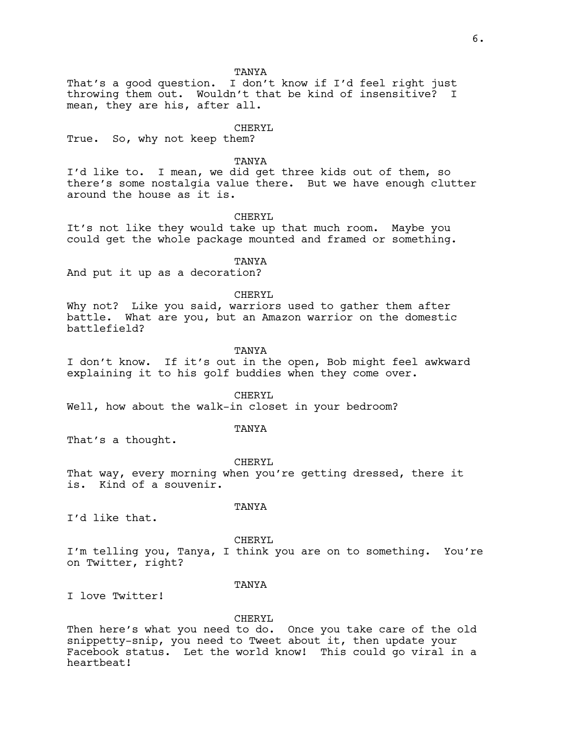TANYA

That's a good question. I don't know if I'd feel right just throwing them out. Wouldn't that be kind of insensitive? I mean, they are his, after all.

CHERYL

True. So, why not keep them?

TANYA

I'd like to. I mean, we did get three kids out of them, so there's some nostalgia value there. But we have enough clutter around the house as it is.

CHERYL

It's not like they would take up that much room. Maybe you could get the whole package mounted and framed or something.

TANYA

And put it up as a decoration?

CHERYL

Why not? Like you said, warriors used to gather them after battle. What are you, but an Amazon warrior on the domestic battlefield?

TANYA

I don't know. If it's out in the open, Bob might feel awkward explaining it to his golf buddies when they come over.

CHERYL

Well, how about the walk-in closet in your bedroom?

TANYA

That's a thought.

CHERYL

That way, every morning when you're getting dressed, there it is. Kind of a souvenir.

TANYA

I'd like that.

CHERYL

I'm telling you, Tanya, I think you are on to something. You're on Twitter, right?

TANYA

I love Twitter!

CHERYL

Then here's what you need to do. Once you take care of the old snippetty-snip, you need to Tweet about it, then update your Facebook status. Let the world know! This could go viral in a heartbeat!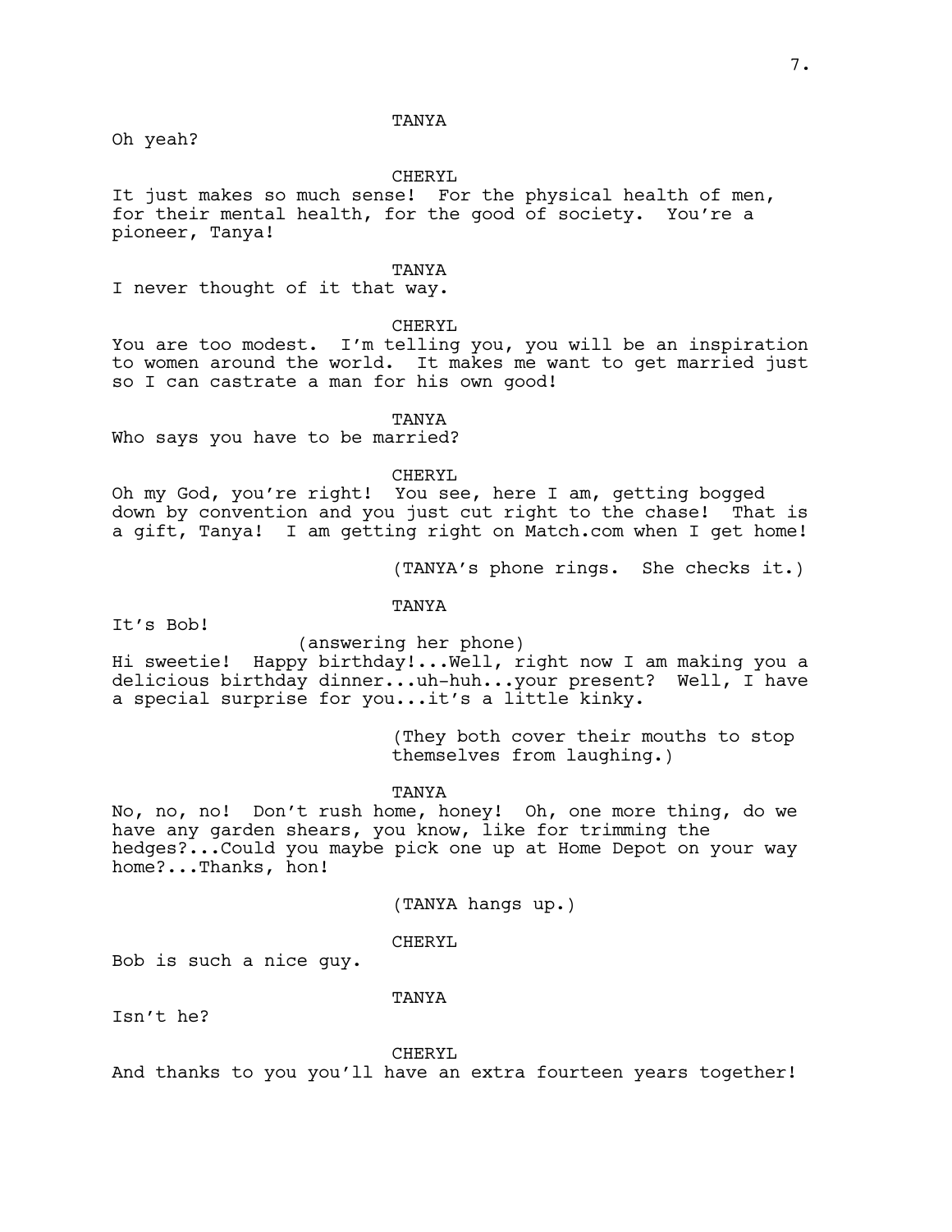TANYA

Oh yeah?

CHERYL

It just makes so much sense! For the physical health of men, for their mental health, for the good of society. You're a pioneer, Tanya!

TANYA

I never thought of it that way.

CHERYL

You are too modest. I'm telling you, you will be an inspiration to women around the world. It makes me want to get married just so I can castrate a man for his own good!

TANYA

Who says you have to be married?

CHERYL

Oh my God, you're right! You see, here I am, getting bogged down by convention and you just cut right to the chase! That is a gift, Tanya! I am getting right on Match.com when I get home!

(TANYA's phone rings. She checks it.)

TANYA

It's Bob!

(answering her phone)

Hi sweetie! Happy birthday!...Well, right now I am making you a delicious birthday dinner...uh-huh...your present? Well, I have a special surprise for you...it's a little kinky.

(They both cover their mouths to stop themselves from laughing.)

TANYA

No, no, no! Don't rush home, honey! Oh, one more thing, do we have any garden shears, you know, like for trimming the hedges?...Could you maybe pick one up at Home Depot on your way home?...Thanks, hon!

(TANYA hangs up.)

CHERYL

Bob is such a nice guy.

TANYA

Isn't he?

CHERYL

And thanks to you you'll have an extra fourteen years together!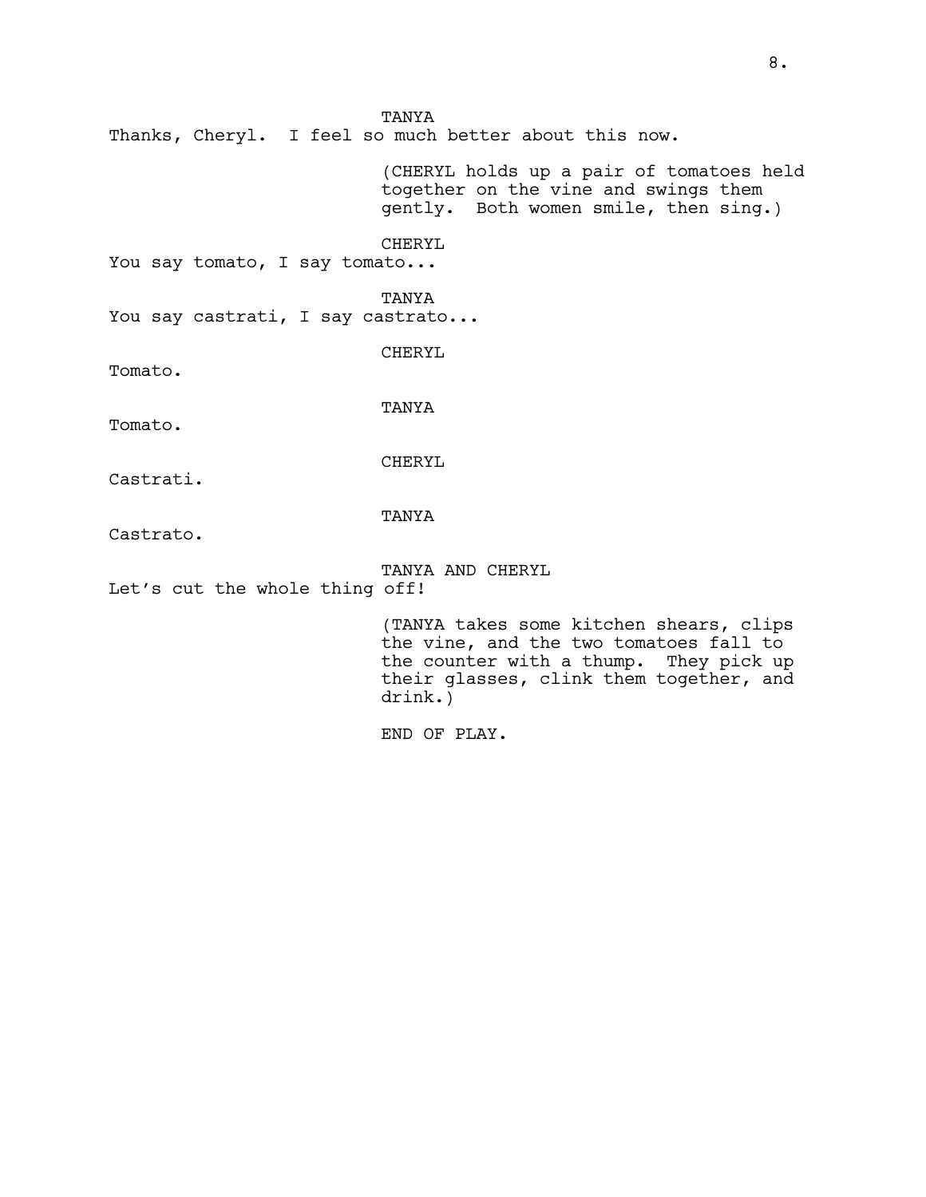TANYA

Thanks, Cheryl. I feel so much better about this now.

(CHERYL holds up a pair of tomatoes held together on the vine and swings them gently. Both women smile, then sing.)

CHERYL

You say tomato, I say tomato...

TANYA

You say castrati, I say castrato...

CHERYL

Tomato.

TANYA

Tomato.

CHERYL

Castrati.

TANYA

Castrato.

TANYA AND CHERYL

Let's cut the whole thing off!

(TANYA takes some kitchen shears, clips the vine, and the two tomatoes fall to the counter with a thump. They pick up their glasses, clink them together, and drink.)

END OF PLAY.